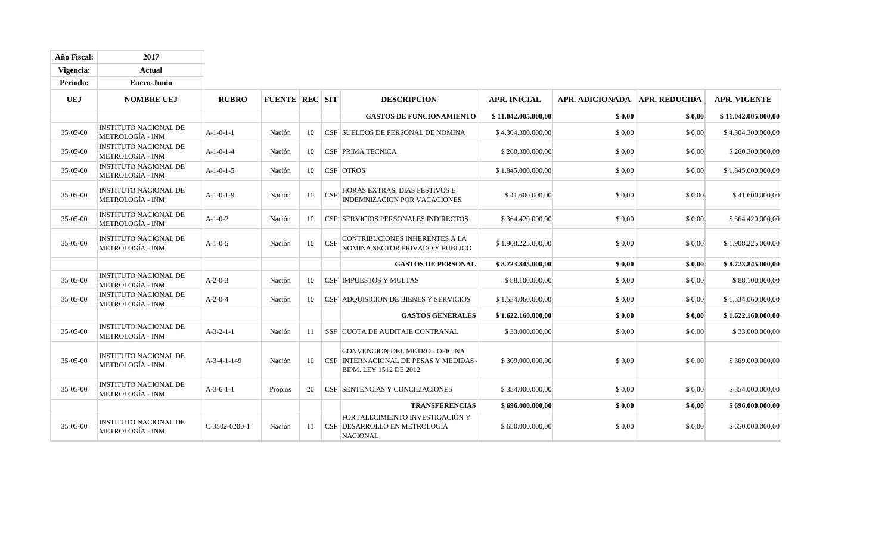| Año Fiscal: | 2017 |
|---|---|
| Vigencia: | Actual |
| Periodo: | Enero-Junio |

| UEJ | NOMBRE UEJ | RUBRO | FUENTE | REC | SIT | DESCRIPCION | APR. INICIAL | APR. ADICIONADA | APR. REDUCIDA | APR. VIGENTE |
|---|---|---|---|---|---|---|---|---|---|---|
| | | | | | | **GASTOS DE FUNCIONAMIENTO** | **$ 11.042.005.000,00** | **$ 0,00** | **$ 0,00** | **$ 11.042.005.000,00** |
| 35-05-00 | INSTITUTO NACIONAL DE METROLOGÍA - INM | A-1-0-1-1 | Nación | 10 | CSF | SUELDOS DE PERSONAL DE NOMINA | $ 4.304.300.000,00 | $ 0,00 | $ 0,00 | $ 4.304.300.000,00 |
| 35-05-00 | INSTITUTO NACIONAL DE METROLOGÍA - INM | A-1-0-1-4 | Nación | 10 | CSF | PRIMA TECNICA | $ 260.300.000,00 | $ 0,00 | $ 0,00 | $ 260.300.000,00 |
| 35-05-00 | INSTITUTO NACIONAL DE METROLOGÍA - INM | A-1-0-1-5 | Nación | 10 | CSF | OTROS | $ 1.845.000.000,00 | $ 0,00 | $ 0,00 | $ 1.845.000.000,00 |
| 35-05-00 | INSTITUTO NACIONAL DE METROLOGÍA - INM | A-1-0-1-9 | Nación | 10 | CSF | HORAS EXTRAS, DIAS FESTIVOS E INDEMNIZACION POR VACACIONES | $ 41.600.000,00 | $ 0,00 | $ 0,00 | $ 41.600.000,00 |
| 35-05-00 | INSTITUTO NACIONAL DE METROLOGÍA - INM | A-1-0-2 | Nación | 10 | CSF | SERVICIOS PERSONALES INDIRECTOS | $ 364.420.000,00 | $ 0,00 | $ 0,00 | $ 364.420.000,00 |
| 35-05-00 | INSTITUTO NACIONAL DE METROLOGÍA - INM | A-1-0-5 | Nación | 10 | CSF | CONTRIBUCIONES INHERENTES A LA NOMINA SECTOR PRIVADO Y PUBLICO | $ 1.908.225.000,00 | $ 0,00 | $ 0,00 | $ 1.908.225.000,00 |
| | | | | | | **GASTOS DE PERSONAL** | **$ 8.723.845.000,00** | **$ 0,00** | **$ 0,00** | **$ 8.723.845.000,00** |
| 35-05-00 | INSTITUTO NACIONAL DE METROLOGÍA - INM | A-2-0-3 | Nación | 10 | CSF | IMPUESTOS Y MULTAS | $ 88.100.000,00 | $ 0,00 | $ 0,00 | $ 88.100.000,00 |
| 35-05-00 | INSTITUTO NACIONAL DE METROLOGÍA - INM | A-2-0-4 | Nación | 10 | CSF | ADQUISICION DE BIENES Y SERVICIOS | $ 1.534.060.000,00 | $ 0,00 | $ 0,00 | $ 1.534.060.000,00 |
| | | | | | | **GASTOS GENERALES** | **$ 1.622.160.000,00** | **$ 0,00** | **$ 0,00** | **$ 1.622.160.000,00** |
| 35-05-00 | INSTITUTO NACIONAL DE METROLOGÍA - INM | A-3-2-1-1 | Nación | 11 | SSF | CUOTA DE AUDITAJE CONTRANAL | $ 33.000.000,00 | $ 0,00 | $ 0,00 | $ 33.000.000,00 |
| 35-05-00 | INSTITUTO NACIONAL DE METROLOGÍA - INM | A-3-4-1-149 | Nación | 10 | CSF | CONVENCION DEL METRO - OFICINA INTERNACIONAL DE PESAS Y MEDIDAS - BIPM. LEY 1512 DE 2012 | $ 309.000.000,00 | $ 0,00 | $ 0,00 | $ 309.000.000,00 |
| 35-05-00 | INSTITUTO NACIONAL DE METROLOGÍA - INM | A-3-6-1-1 | Propios | 20 | CSF | SENTENCIAS Y CONCILIACIONES | $ 354.000.000,00 | $ 0,00 | $ 0,00 | $ 354.000.000,00 |
| | | | | | | **TRANSFERENCIAS** | **$ 696.000.000,00** | **$ 0,00** | **$ 0,00** | **$ 696.000.000,00** |
| 35-05-00 | INSTITUTO NACIONAL DE METROLOGÍA - INM | C-3502-0200-1 | Nación | 11 | CSF | FORTALECIMIENTO INVESTIGACIÓN Y DESARROLLO EN METROLOGÍA NACIONAL | $ 650.000.000,00 | $ 0,00 | $ 0,00 | $ 650.000.000,00 |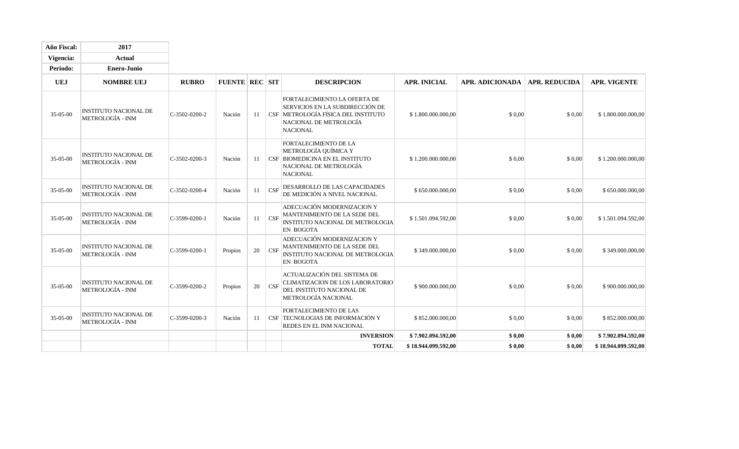| Año Fiscal: | 2017 |
| --- | --- |
| Vigencia: | Actual |
| Periodo: | Enero-Junio |

| UEJ | NOMBRE UEJ | RUBRO | FUENTE | REC | SIT | DESCRIPCION | APR. INICIAL | APR. ADICIONADA | APR. REDUCIDA | APR. VIGENTE |
| --- | --- | --- | --- | --- | --- | --- | --- | --- | --- | --- |
| 35-05-00 | INSTITUTO NACIONAL DE METROLOGÍA - INM | C-3502-0200-2 | Nación | 11 | CSF | FORTALECIMIENTO LA OFERTA DE SERVICIOS EN LA SUBDIRECCIÓN DE METROLOGÍA FÍSICA DEL INSTITUTO NACIONAL DE METROLOGÍA NACIONAL | $ 1.800.000.000,00 | $ 0,00 | $ 0,00 | $ 1.800.000.000,00 |
| 35-05-00 | INSTITUTO NACIONAL DE METROLOGÍA - INM | C-3502-0200-3 | Nación | 11 | CSF | FORTALECIMIENTO DE LA METROLOGÍA QUÍMICA Y BIOMEDICINA EN EL INSTITUTO NACIONAL DE METROLOGÍA NACIONAL | $ 1.200.000.000,00 | $ 0,00 | $ 0,00 | $ 1.200.000.000,00 |
| 35-05-00 | INSTITUTO NACIONAL DE METROLOGÍA - INM | C-3502-0200-4 | Nación | 11 | CSF | DESARROLLO DE LAS CAPACIDADES DE MEDICIÓN A NIVEL NACIONAL | $ 650.000.000,00 | $ 0,00 | $ 0,00 | $ 650.000.000,00 |
| 35-05-00 | INSTITUTO NACIONAL DE METROLOGÍA - INM | C-3599-0200-1 | Nación | 11 | CSF | ADECUACIÓN MODERNIZACION Y MANTENIMIENTO DE LA SEDE DEL INSTITUTO NACIONAL DE METROLOGIA EN BOGOTA | $ 1.501.094.592,00 | $ 0,00 | $ 0,00 | $ 1.501.094.592,00 |
| 35-05-00 | INSTITUTO NACIONAL DE METROLOGÍA - INM | C-3599-0200-1 | Propios | 20 | CSF | ADECUACIÓN MODERNIZACION Y MANTENIMIENTO DE LA SEDE DEL INSTITUTO NACIONAL DE METROLOGIA EN BOGOTA | $ 349.000.000,00 | $ 0,00 | $ 0,00 | $ 349.000.000,00 |
| 35-05-00 | INSTITUTO NACIONAL DE METROLOGÍA - INM | C-3599-0200-2 | Propios | 20 | CSF | ACTUALIZACIÓN DEL SISTEMA DE CLIMATIZACION DE LOS LABORATORIO DEL INSTITUTO NACIONAL DE METROLOGÍA NACIONAL | $ 900.000.000,00 | $ 0,00 | $ 0,00 | $ 900.000.000,00 |
| 35-05-00 | INSTITUTO NACIONAL DE METROLOGÍA - INM | C-3599-0200-3 | Nación | 11 | CSF | FORTALECIMIENTO DE LAS TECNOLOGIAS DE INFORMACIÓN Y REDES EN EL INM NACIONAL | $ 852.000.000,00 | $ 0,00 | $ 0,00 | $ 852.000.000,00 |
| | | | | | | **INVERSION** | **$ 7.902.094.592,00** | **$ 0,00** | **$ 0,00** | **$ 7.902.094.592,00** |
| | | | | | | **TOTAL** | **$ 18.944.099.592,00** | **$ 0,00** | **$ 0,00** | **$ 18.944.099.592,00** |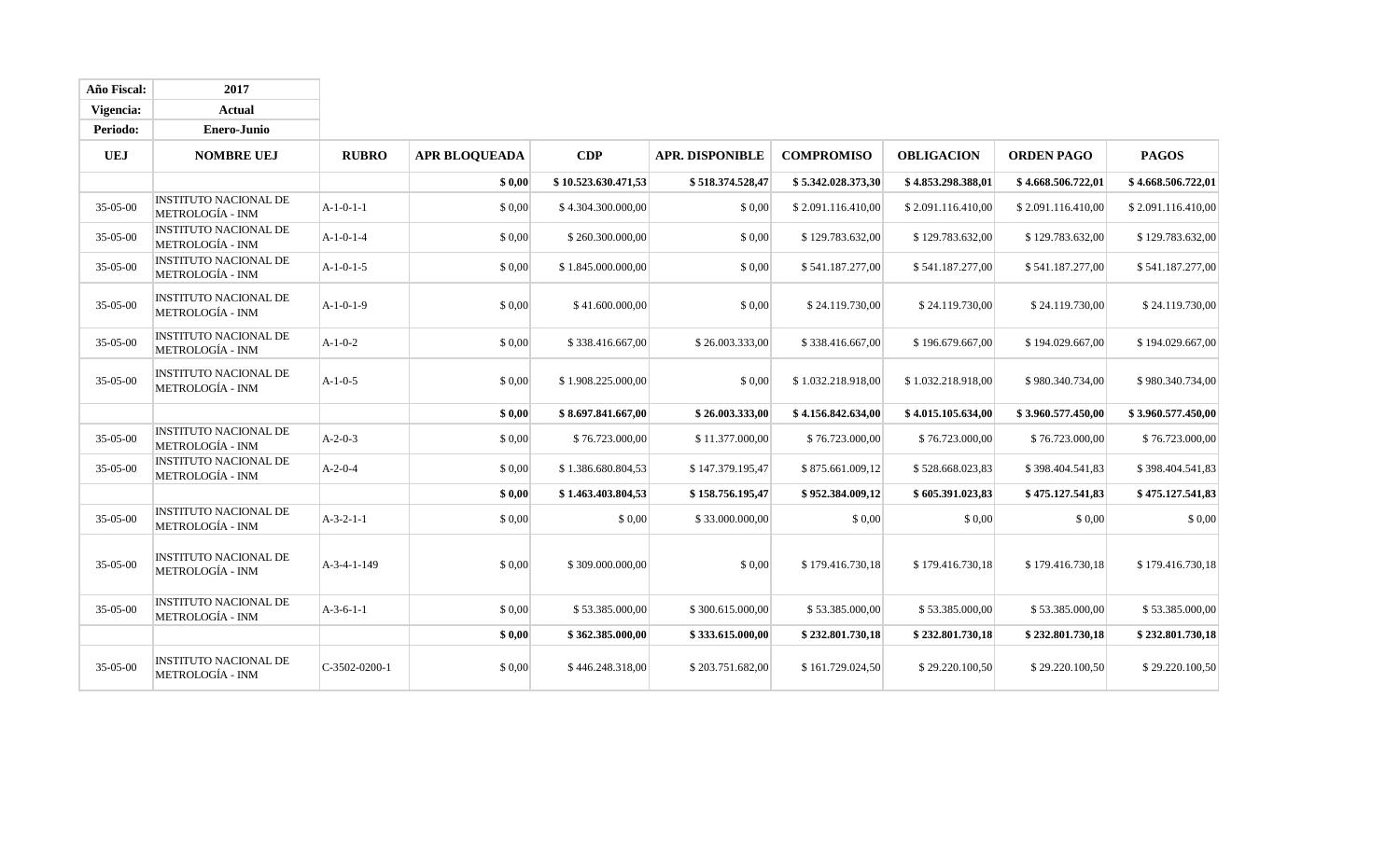| Año Fiscal: | 2017 |
| --- | --- |
| Vigencia: | Actual |
| Periodo: | Enero-Junio |

| UEJ | NOMBRE UEJ | RUBRO | APR BLOQUEADA | CDP | APR. DISPONIBLE | COMPROMISO | OBLIGACION | ORDEN PAGO | PAGOS |
| --- | --- | --- | --- | --- | --- | --- | --- | --- | --- |
| | | | **$ 0,00** | **$ 10.523.630.471,53** | **$ 518.374.528,47** | **$ 5.342.028.373,30** | **$ 4.853.298.388,01** | **$ 4.668.506.722,01** | **$ 4.668.506.722,01** |
| 35-05-00 | INSTITUTO NACIONAL DE METROLOGÍA - INM | A-1-0-1-1 | $ 0,00 | $ 4.304.300.000,00 | $ 0,00 | $ 2.091.116.410,00 | $ 2.091.116.410,00 | $ 2.091.116.410,00 | $ 2.091.116.410,00 |
| 35-05-00 | INSTITUTO NACIONAL DE METROLOGÍA - INM | A-1-0-1-4 | $ 0,00 | $ 260.300.000,00 | $ 0,00 | $ 129.783.632,00 | $ 129.783.632,00 | $ 129.783.632,00 | $ 129.783.632,00 |
| 35-05-00 | INSTITUTO NACIONAL DE METROLOGÍA - INM | A-1-0-1-5 | $ 0,00 | $ 1.845.000.000,00 | $ 0,00 | $ 541.187.277,00 | $ 541.187.277,00 | $ 541.187.277,00 | $ 541.187.277,00 |
| 35-05-00 | INSTITUTO NACIONAL DE METROLOGÍA - INM | A-1-0-1-9 | $ 0,00 | $ 41.600.000,00 | $ 0,00 | $ 24.119.730,00 | $ 24.119.730,00 | $ 24.119.730,00 | $ 24.119.730,00 |
| 35-05-00 | INSTITUTO NACIONAL DE METROLOGÍA - INM | A-1-0-2 | $ 0,00 | $ 338.416.667,00 | $ 26.003.333,00 | $ 338.416.667,00 | $ 196.679.667,00 | $ 194.029.667,00 | $ 194.029.667,00 |
| 35-05-00 | INSTITUTO NACIONAL DE METROLOGÍA - INM | A-1-0-5 | $ 0,00 | $ 1.908.225.000,00 | $ 0,00 | $ 1.032.218.918,00 | $ 1.032.218.918,00 | $ 980.340.734,00 | $ 980.340.734,00 |
| | | | **$ 0,00** | **$ 8.697.841.667,00** | **$ 26.003.333,00** | **$ 4.156.842.634,00** | **$ 4.015.105.634,00** | **$ 3.960.577.450,00** | **$ 3.960.577.450,00** |
| 35-05-00 | INSTITUTO NACIONAL DE METROLOGÍA - INM | A-2-0-3 | $ 0,00 | $ 76.723.000,00 | $ 11.377.000,00 | $ 76.723.000,00 | $ 76.723.000,00 | $ 76.723.000,00 | $ 76.723.000,00 |
| 35-05-00 | INSTITUTO NACIONAL DE METROLOGÍA - INM | A-2-0-4 | $ 0,00 | $ 1.386.680.804,53 | $ 147.379.195,47 | $ 875.661.009,12 | $ 528.668.023,83 | $ 398.404.541,83 | $ 398.404.541,83 |
| | | | **$ 0,00** | **$ 1.463.403.804,53** | **$ 158.756.195,47** | **$ 952.384.009,12** | **$ 605.391.023,83** | **$ 475.127.541,83** | **$ 475.127.541,83** |
| 35-05-00 | INSTITUTO NACIONAL DE METROLOGÍA - INM | A-3-2-1-1 | $ 0,00 | $ 0,00 | $ 33.000.000,00 | $ 0,00 | $ 0,00 | $ 0,00 | $ 0,00 |
| 35-05-00 | INSTITUTO NACIONAL DE METROLOGÍA - INM | A-3-4-1-149 | $ 0,00 | $ 309.000.000,00 | $ 0,00 | $ 179.416.730,18 | $ 179.416.730,18 | $ 179.416.730,18 | $ 179.416.730,18 |
| 35-05-00 | INSTITUTO NACIONAL DE METROLOGÍA - INM | A-3-6-1-1 | $ 0,00 | $ 53.385.000,00 | $ 300.615.000,00 | $ 53.385.000,00 | $ 53.385.000,00 | $ 53.385.000,00 | $ 53.385.000,00 |
| | | | **$ 0,00** | **$ 362.385.000,00** | **$ 333.615.000,00** | **$ 232.801.730,18** | **$ 232.801.730,18** | **$ 232.801.730,18** | **$ 232.801.730,18** |
| 35-05-00 | INSTITUTO NACIONAL DE METROLOGÍA - INM | C-3502-0200-1 | $ 0,00 | $ 446.248.318,00 | $ 203.751.682,00 | $ 161.729.024,50 | $ 29.220.100,50 | $ 29.220.100,50 | $ 29.220.100,50 |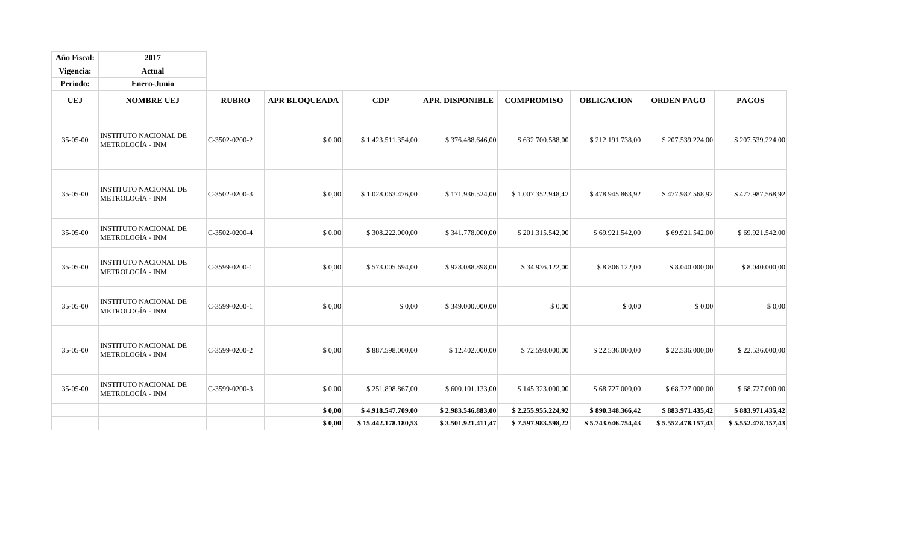| Año Fiscal: | 2017 |
|---|---|
| Vigencia: | Actual |
| Periodo: | Enero-Junio |

| UEJ | NOMBRE UEJ | RUBRO | APR BLOQUEADA | CDP | APR. DISPONIBLE | COMPROMISO | OBLIGACION | ORDEN PAGO | PAGOS |
|---|---|---|---|---|---|---|---|---|---|
| 35-05-00 | INSTITUTO NACIONAL DE METROLOGÍA - INM | C-3502-0200-2 | $ 0,00 | $ 1.423.511.354,00 | $ 376.488.646,00 | $ 632.700.588,00 | $ 212.191.738,00 | $ 207.539.224,00 | $ 207.539.224,00 |
| 35-05-00 | INSTITUTO NACIONAL DE METROLOGÍA - INM | C-3502-0200-3 | $ 0,00 | $ 1.028.063.476,00 | $ 171.936.524,00 | $ 1.007.352.948,42 | $ 478.945.863,92 | $ 477.987.568,92 | $ 477.987.568,92 |
| 35-05-00 | INSTITUTO NACIONAL DE METROLOGÍA - INM | C-3502-0200-4 | $ 0,00 | $ 308.222.000,00 | $ 341.778.000,00 | $ 201.315.542,00 | $ 69.921.542,00 | $ 69.921.542,00 | $ 69.921.542,00 |
| 35-05-00 | INSTITUTO NACIONAL DE METROLOGÍA - INM | C-3599-0200-1 | $ 0,00 | $ 573.005.694,00 | $ 928.088.898,00 | $ 34.936.122,00 | $ 8.806.122,00 | $ 8.040.000,00 | $ 8.040.000,00 |
| 35-05-00 | INSTITUTO NACIONAL DE METROLOGÍA - INM | C-3599-0200-1 | $ 0,00 | $ 0,00 | $ 349.000.000,00 | $ 0,00 | $ 0,00 | $ 0,00 | $ 0,00 |
| 35-05-00 | INSTITUTO NACIONAL DE METROLOGÍA - INM | C-3599-0200-2 | $ 0,00 | $ 887.598.000,00 | $ 12.402.000,00 | $ 72.598.000,00 | $ 22.536.000,00 | $ 22.536.000,00 | $ 22.536.000,00 |
| 35-05-00 | INSTITUTO NACIONAL DE METROLOGÍA - INM | C-3599-0200-3 | $ 0,00 | $ 251.898.867,00 | $ 600.101.133,00 | $ 145.323.000,00 | $ 68.727.000,00 | $ 68.727.000,00 | $ 68.727.000,00 |
| | | | **$ 0,00** | **$ 4.918.547.709,00** | **$ 2.983.546.883,00** | **$ 2.255.955.224,92** | **$ 890.348.366,42** | **$ 883.971.435,42** | **$ 883.971.435,42** |
| | | | **$ 0,00** | **$ 15.442.178.180,53** | **$ 3.501.921.411,47** | **$ 7.597.983.598,22** | **$ 5.743.646.754,43** | **$ 5.552.478.157,43** | **$ 5.552.478.157,43** |